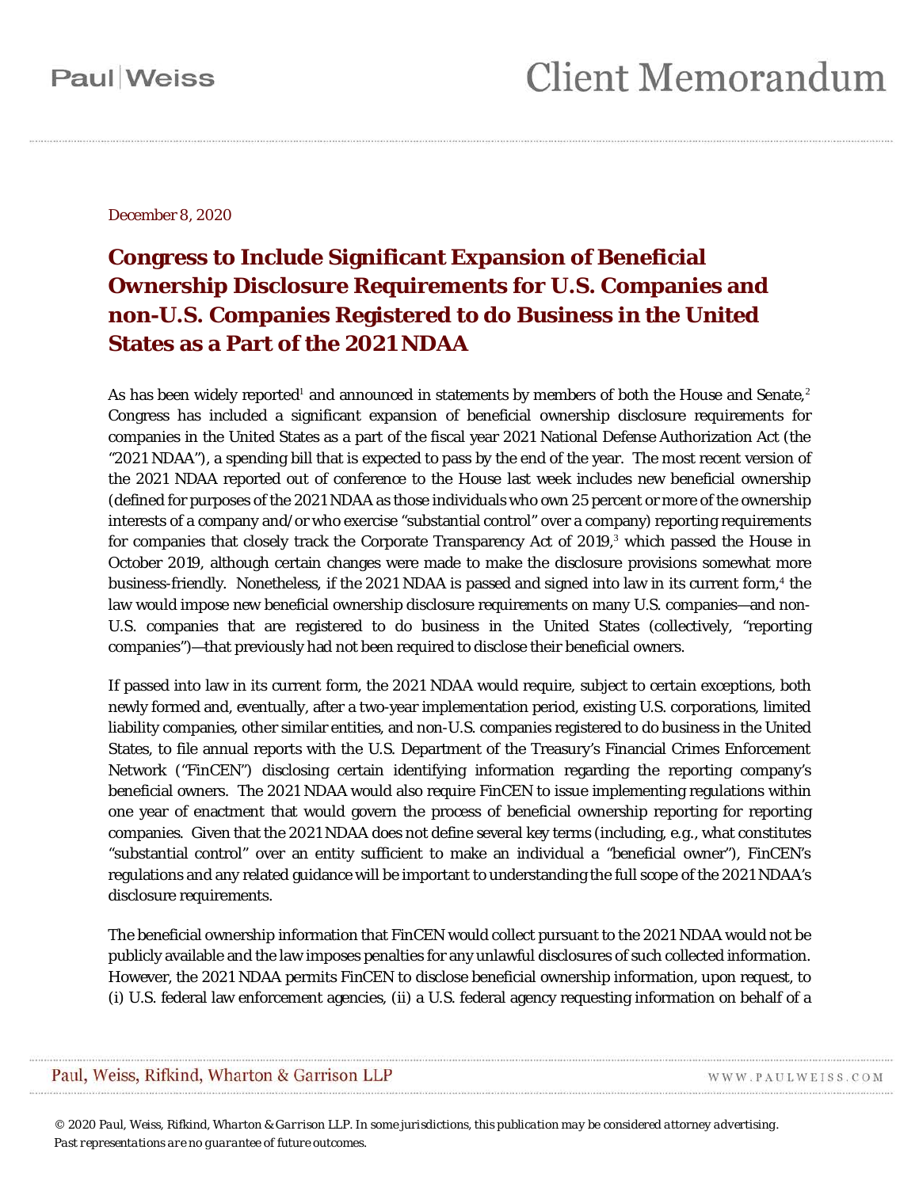December 8, 2020

# Congress to Include Significant Expansion of Beneficial Ownership Disclosure Requirements for U.S. Companies and non-U.S. Companies Registered to do Business in the United States as a Part of the 2021 NDAA

As has been widely reported[1] and announced in statements by members of both the House and Senate,[2] Congress has included a significant expansion of beneficial ownership disclosure requirements for companies in the United States as a part of the fiscal year 2021 National Defense Authorization Act (the "2021 NDAA"), a spending bill that is expected to pass by the end of the year. The most recent version of the 2021 NDAA reported out of conference to the House last week includes new beneficial ownership (defined for purposes of the 2021 NDAA as those individuals who own 25 percent or more of the ownership interests of a company and/or who exercise "substantial control" over a company) reporting requirements for companies that closely track the Corporate Transparency Act of 2019,[3] which passed the House in October 2019, although certain changes were made to make the disclosure provisions somewhat more business-friendly. Nonetheless, if the 2021 NDAA is passed and signed into law in its current form,[4] the law would impose new beneficial ownership disclosure requirements on many U.S. companies—and non-U.S. companies that are registered to do business in the United States (collectively, "reporting companies")—that previously had not been required to disclose their beneficial owners.

If passed into law in its current form, the 2021 NDAA would require, subject to certain exceptions, both newly formed and, eventually, after a two-year implementation period, existing U.S. corporations, limited liability companies, other similar entities, and non-U.S. companies registered to do business in the United States, to file annual reports with the U.S. Department of the Treasury's Financial Crimes Enforcement Network ("FinCEN") disclosing certain identifying information regarding the reporting company's beneficial owners. The 2021 NDAA would also require FinCEN to issue implementing regulations within one year of enactment that would govern the process of beneficial ownership reporting for reporting companies. Given that the 2021 NDAA does not define several key terms (including, e.g., what constitutes "substantial control" over an entity sufficient to make an individual a "beneficial owner"), FinCEN's regulations and any related guidance will be important to understanding the full scope of the 2021 NDAA's disclosure requirements.

The beneficial ownership information that FinCEN would collect pursuant to the 2021 NDAA would not be publicly available and the law imposes penalties for any unlawful disclosures of such collected information. However, the 2021 NDAA permits FinCEN to disclose beneficial ownership information, upon request, to (i) U.S. federal law enforcement agencies, (ii) a U.S. federal agency requesting information on behalf of a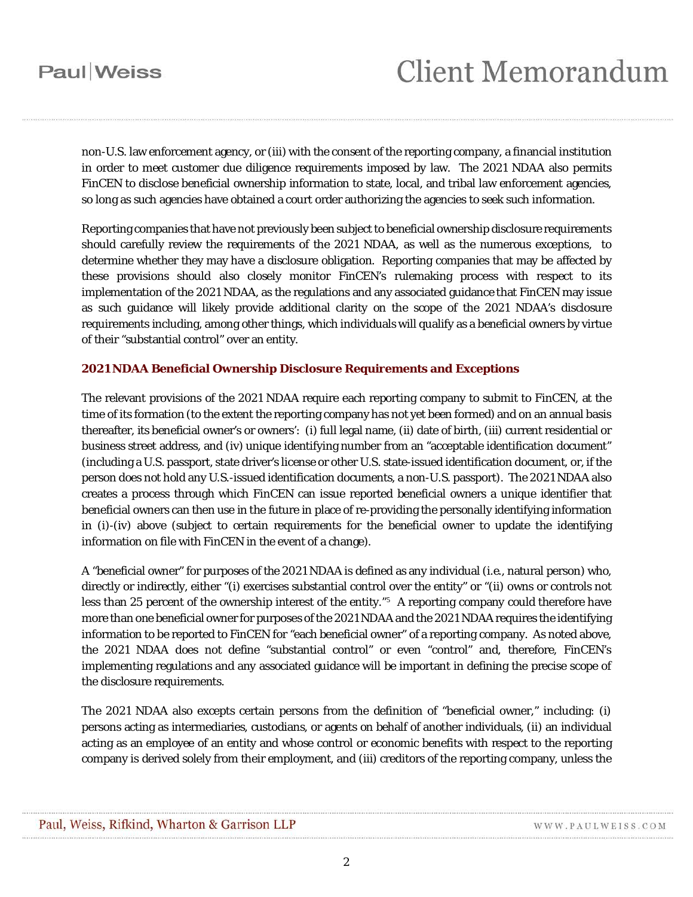non-U.S. law enforcement agency, or (iii) with the consent of the reporting company, a financial institution in order to meet customer due diligence requirements imposed by law. The 2021 NDAA also permits FinCEN to disclose beneficial ownership information to state, local, and tribal law enforcement agencies, so long as such agencies have obtained a court order authorizing the agencies to seek such information.

Reporting companies that have not previously been subject to beneficial ownership disclosure requirements should carefully review the requirements of the 2021 NDAA, as well as the numerous exceptions, to determine whether they may have a disclosure obligation. Reporting companies that may be affected by these provisions should also closely monitor FinCEN's rulemaking process with respect to its implementation of the 2021 NDAA, as the regulations and any associated guidance that FinCEN may issue as such guidance will likely provide additional clarity on the scope of the 2021 NDAA's disclosure requirements including, among other things, which individuals will qualify as a beneficial owners by virtue of their "substantial control" over an entity.

## 2021 NDAA Beneficial Ownership Disclosure Requirements and Exceptions

The relevant provisions of the 2021 NDAA require each reporting company to submit to FinCEN, at the time of its formation (to the extent the reporting company has not yet been formed) and on an annual basis thereafter, its beneficial owner's or owners': (i) full legal name, (ii) date of birth, (iii) current residential or business street address, and (iv) unique identifying number from an "acceptable identification document" (including a U.S. passport, state driver's license or other U.S. state-issued identification document, or, if the person does not hold any U.S.-issued identification documents, a non-U.S. passport). The 2021 NDAA also creates a process through which FinCEN can issue reported beneficial owners a unique identifier that beneficial owners can then use in the future in place of re-providing the personally identifying information in (i)-(iv) above (subject to certain requirements for the beneficial owner to update the identifying information on file with FinCEN in the event of a change).

A "beneficial owner" for purposes of the 2021 NDAA is defined as any individual (i.e., natural person) who, directly or indirectly, either "(i) exercises substantial control over the entity" or "(ii) owns or controls not less than 25 percent of the ownership interest of the entity."[5] A reporting company could therefore have more than one beneficial owner for purposes of the 2021 NDAA and the 2021 NDAA requires the identifying information to be reported to FinCEN for "each beneficial owner" of a reporting company. As noted above, the 2021 NDAA does not define "substantial control" or even "control" and, therefore, FinCEN's implementing regulations and any associated guidance will be important in defining the precise scope of the disclosure requirements.

The 2021 NDAA also excepts certain persons from the definition of "beneficial owner," including: (i) persons acting as intermediaries, custodians, or agents on behalf of another individuals, (ii) an individual acting as an employee of an entity and whose control or economic benefits with respect to the reporting company is derived solely from their employment, and (iii) creditors of the reporting company, unless the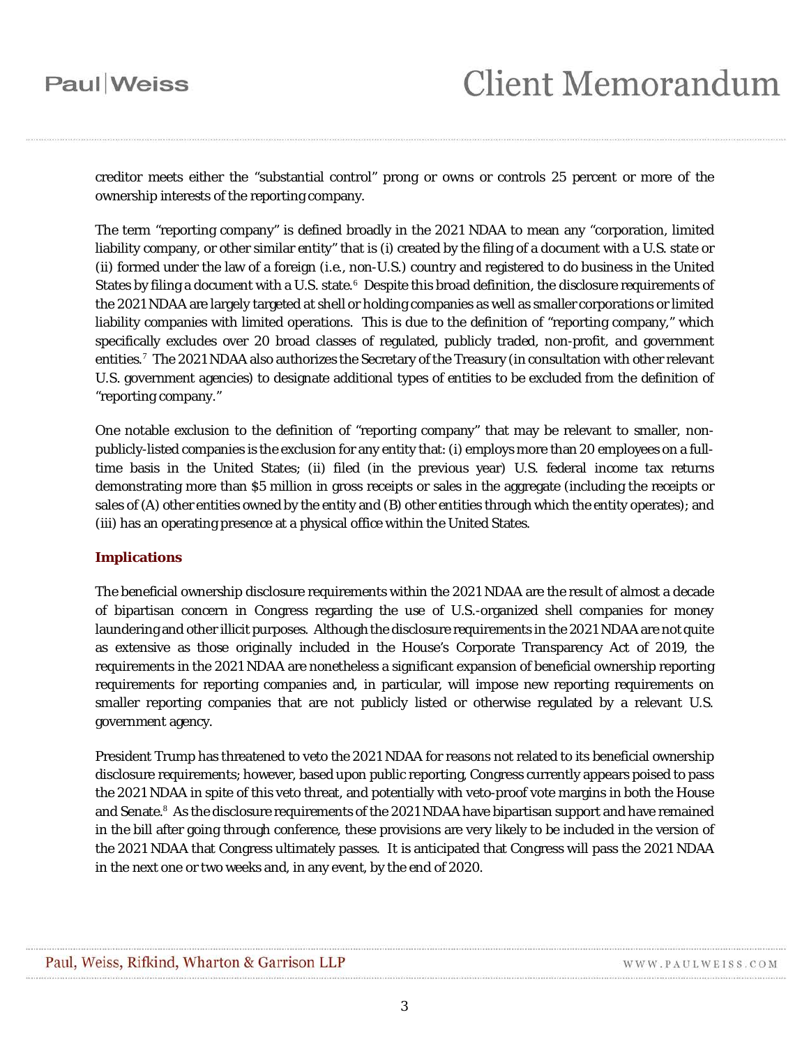creditor meets either the "substantial control" prong or owns or controls 25 percent or more of the ownership interests of the reporting company.

The term "reporting company" is defined broadly in the 2021 NDAA to mean any "corporation, limited liability company, or other similar entity" that is (i) created by the filing of a document with a U.S. state or (ii) formed under the law of a foreign (i.e., non-U.S.) country and registered to do business in the United States by filing a document with a U.S. state.[6] Despite this broad definition, the disclosure requirements of the 2021 NDAA are largely targeted at shell or holding companies as well as smaller corporations or limited liability companies with limited operations. This is due to the definition of "reporting company," which specifically excludes over 20 broad classes of regulated, publicly traded, non-profit, and government entities.[7] The 2021 NDAA also authorizes the Secretary of the Treasury (in consultation with other relevant U.S. government agencies) to designate additional types of entities to be excluded from the definition of "reporting company."

One notable exclusion to the definition of "reporting company" that may be relevant to smaller, non-publicly-listed companies is the exclusion for any entity that: (i) employs more than 20 employees on a full-time basis in the United States; (ii) filed (in the previous year) U.S. federal income tax returns demonstrating more than $5 million in gross receipts or sales in the aggregate (including the receipts or sales of (A) other entities owned by the entity and (B) other entities through which the entity operates); and (iii) has an operating presence at a physical office within the United States.

## Implications

The beneficial ownership disclosure requirements within the 2021 NDAA are the result of almost a decade of bipartisan concern in Congress regarding the use of U.S.-organized shell companies for money laundering and other illicit purposes. Although the disclosure requirements in the 2021 NDAA are not quite as extensive as those originally included in the House's Corporate Transparency Act of 2019, the requirements in the 2021 NDAA are nonetheless a significant expansion of beneficial ownership reporting requirements for reporting companies and, in particular, will impose new reporting requirements on smaller reporting companies that are not publicly listed or otherwise regulated by a relevant U.S. government agency.

President Trump has threatened to veto the 2021 NDAA for reasons not related to its beneficial ownership disclosure requirements; however, based upon public reporting, Congress currently appears poised to pass the 2021 NDAA in spite of this veto threat, and potentially with veto-proof vote margins in both the House and Senate.[8] As the disclosure requirements of the 2021 NDAA have bipartisan support and have remained in the bill after going through conference, these provisions are very likely to be included in the version of the 2021 NDAA that Congress ultimately passes. It is anticipated that Congress will pass the 2021 NDAA in the next one or two weeks and, in any event, by the end of 2020.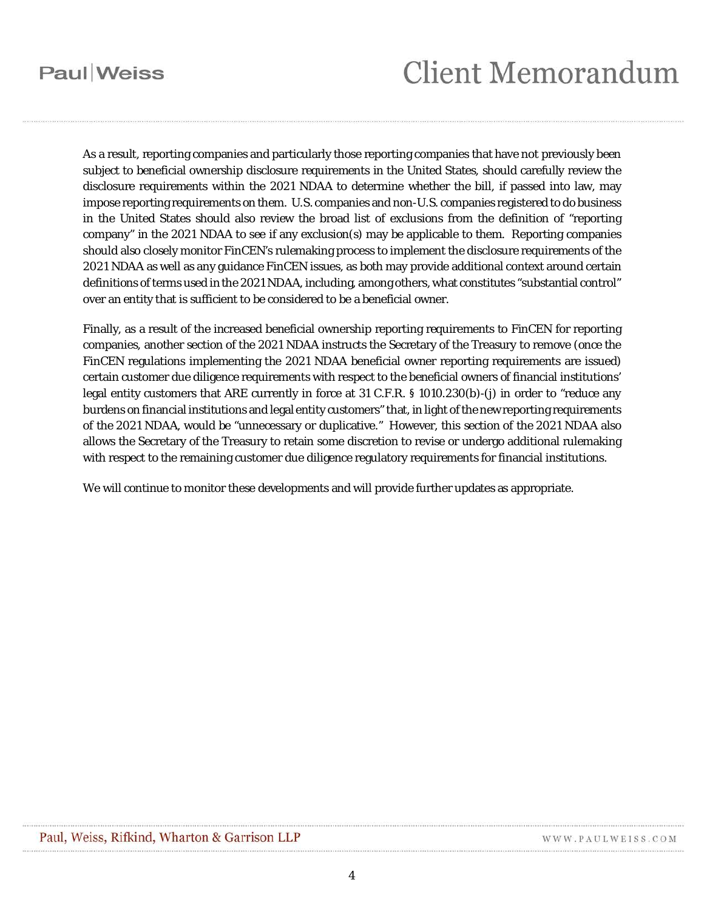As a result, reporting companies and particularly those reporting companies that have not previously been subject to beneficial ownership disclosure requirements in the United States, should carefully review the disclosure requirements within the 2021 NDAA to determine whether the bill, if passed into law, may impose reporting requirements on them. U.S. companies and non-U.S. companies registered to do business in the United States should also review the broad list of exclusions from the definition of "reporting company" in the 2021 NDAA to see if any exclusion(s) may be applicable to them. Reporting companies should also closely monitor FinCEN's rulemaking process to implement the disclosure requirements of the 2021 NDAA as well as any guidance FinCEN issues, as both may provide additional context around certain definitions of terms used in the 2021 NDAA, including, among others, what constitutes "substantial control" over an entity that is sufficient to be considered to be a beneficial owner.

Finally, as a result of the increased beneficial ownership reporting requirements to FinCEN for reporting companies, another section of the 2021 NDAA instructs the Secretary of the Treasury to remove (once the FinCEN regulations implementing the 2021 NDAA beneficial owner reporting requirements are issued) certain customer due diligence requirements with respect to the beneficial owners of financial institutions' legal entity customers that ARE currently in force at 31 C.F.R. § 1010.230(b)-(j) in order to "reduce any burdens on financial institutions and legal entity customers" that, in light of the new reporting requirements of the 2021 NDAA, would be "unnecessary or duplicative." However, this section of the 2021 NDAA also allows the Secretary of the Treasury to retain some discretion to revise or undergo additional rulemaking with respect to the remaining customer due diligence regulatory requirements for financial institutions.

We will continue to monitor these developments and will provide further updates as appropriate.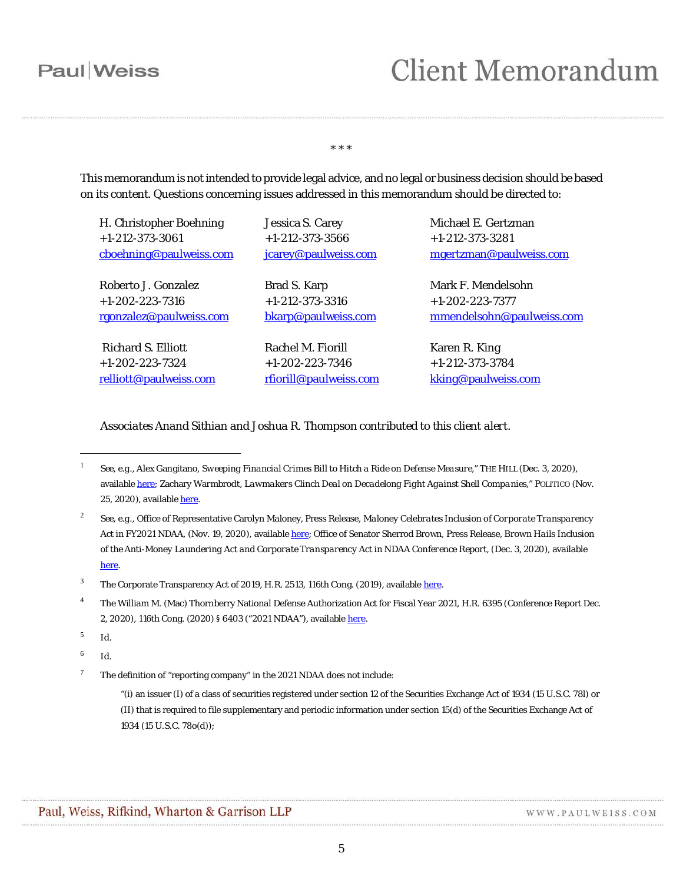\* \* \*

This memorandum is not intended to provide legal advice, and no legal or business decision should be based on its content. Questions concerning issues addressed in this memorandum should be directed to:

| | | |
|---|---|---|
| H. Christopher Boehning<br>+1-212-373-3061<br>cboehning@paulweiss.com | Jessica S. Carey<br>+1-212-373-3566<br>jcarey@paulweiss.com | Michael E. Gertzman<br>+1-212-373-3281<br>mgertzman@paulweiss.com |
| Roberto J. Gonzalez<br>+1-202-223-7316<br>rgonzalez@paulweiss.com | Brad S. Karp<br>+1-212-373-3316<br>bkarp@paulweiss.com | Mark F. Mendelsohn<br>+1-202-223-7377<br>mmendelsohn@paulweiss.com |
| Richard S. Elliott<br>+1-202-223-7324<br>relliott@paulweiss.com | Rachel M. Fiorill<br>+1-202-223-7346<br>rfiorill@paulweiss.com | Karen R. King<br>+1-212-373-3784<br>kking@paulweiss.com |

*Associates Anand Sithian and Joshua R. Thompson contributed to this client alert.*

---

[1] *See, e.g.*, Alex Gangitano, *Sweeping Financial Crimes Bill to Hitch a Ride on Defense Measure*," THE HILL (Dec. 3, 2020), available here; Zachary Warmbrodt, *Lawmakers Clinch Deal on Decadelong Fight Against Shell Companies*," POLITICO (Nov. 25, 2020), available here.

[2] *See, e.g.*, Office of Representative Carolyn Maloney, Press Release, *Maloney Celebrates Inclusion of Corporate Transparency Act in FY2021 NDAA*, (Nov. 19, 2020), available here; Office of Senator Sherrod Brown, Press Release, *Brown Hails Inclusion of the Anti-Money Laundering Act and Corporate Transparency Act in NDAA Conference Report*, (Dec. 3, 2020), available here.

[3] The Corporate Transparency Act of 2019, H.R. 2513, 116th Cong. (2019), available here.

[4] The William M. (Mac) Thornberry National Defense Authorization Act for Fiscal Year 2021, H.R. 6395 (Conference Report Dec. 2, 2020), 116th Cong. (2020) § 6403 ("2021 NDAA"), available here.

[5] *Id.*

[6] *Id.*

[7] The definition of "reporting company" in the 2021 NDAA does not include:

> "(i) an issuer (I) of a class of securities registered under section 12 of the Securities Exchange Act of 1934 (15 U.S.C. 78l) or (II) that is required to file supplementary and periodic information under section 15(d) of the Securities Exchange Act of 1934 (15 U.S.C. 78o(d));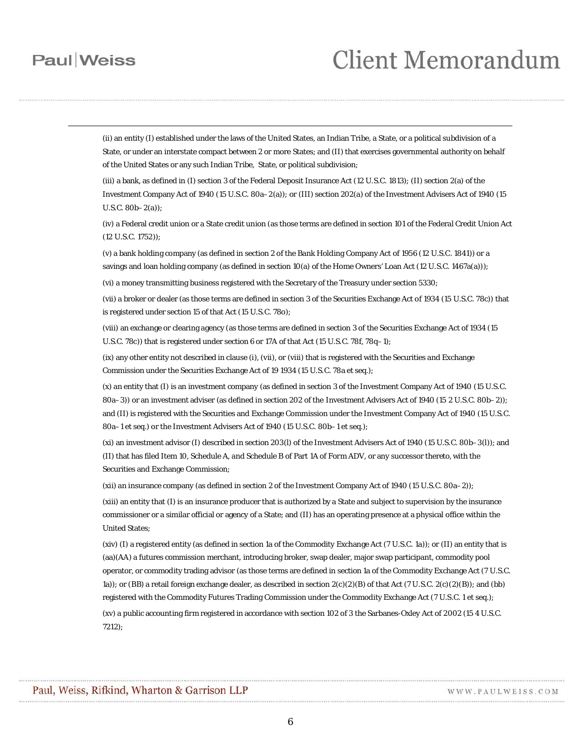(ii) an entity (I) established under the laws of the United States, an Indian Tribe, a State, or a political subdivision of a State, or under an interstate compact between 2 or more States; and (II) that exercises governmental authority on behalf of the United States or any such Indian Tribe, State, or political subdivision;

(iii) a bank, as defined in (I) section 3 of the Federal Deposit Insurance Act (12 U.S.C. 1813); (II) section 2(a) of the Investment Company Act of 1940 (15 U.S.C. 80a–2(a)); or (III) section 202(a) of the Investment Advisers Act of 1940 (15 U.S.C. 80b–2(a));

(iv) a Federal credit union or a State credit union (as those terms are defined in section 101 of the Federal Credit Union Act (12 U.S.C. 1752));

(v) a bank holding company (as defined in section 2 of the Bank Holding Company Act of 1956 (12 U.S.C. 1841)) or a savings and loan holding company (as defined in section 10(a) of the Home Owners' Loan Act (12 U.S.C. 1467a(a)));

(vi) a money transmitting business registered with the Secretary of the Treasury under section 5330;

(vii) a broker or dealer (as those terms are defined in section 3 of the Securities Exchange Act of 1934 (15 U.S.C. 78c)) that is registered under section 15 of that Act (15 U.S.C. 78o);

(viii) an exchange or clearing agency (as those terms are defined in section 3 of the Securities Exchange Act of 1934 (15 U.S.C. 78c)) that is registered under section 6 or 17A of that Act (15 U.S.C. 78f, 78q–1);

(ix) any other entity not described in clause (i), (vii), or (viii) that is registered with the Securities and Exchange Commission under the Securities Exchange Act of 19 1934 (15 U.S.C. 78a et seq.);

(x) an entity that (I) is an investment company (as defined in section 3 of the Investment Company Act of 1940 (15 U.S.C. 80a–3)) or an investment adviser (as defined in section 202 of the Investment Advisers Act of 1940 (15 2 U.S.C. 80b–2)); and (II) is registered with the Securities and Exchange Commission under the Investment Company Act of 1940 (15 U.S.C. 80a–1 et seq.) or the Investment Advisers Act of 1940 (15 U.S.C. 80b–1 et seq.);

(xi) an investment advisor (I) described in section 203(l) of the Investment Advisers Act of 1940 (15 U.S.C. 80b–3(l)); and (II) that has filed Item 10, Schedule A, and Schedule B of Part 1A of Form ADV, or any successor thereto, with the Securities and Exchange Commission;

(xii) an insurance company (as defined in section 2 of the Investment Company Act of 1940 (15 U.S.C. 80a–2));

(xiii) an entity that (I) is an insurance producer that is authorized by a State and subject to supervision by the insurance commissioner or a similar official or agency of a State; and (II) has an operating presence at a physical office within the United States;

(xiv) (I) a registered entity (as defined in section 1a of the Commodity Exchange Act (7 U.S.C. 1a)); or (II) an entity that is (aa)(AA) a futures commission merchant, introducing broker, swap dealer, major swap participant, commodity pool operator, or commodity trading advisor (as those terms are defined in section 1a of the Commodity Exchange Act (7 U.S.C. 1a)); or (BB) a retail foreign exchange dealer, as described in section 2(c)(2)(B) of that Act (7 U.S.C. 2(c)(2)(B)); and (bb) registered with the Commodity Futures Trading Commission under the Commodity Exchange Act (7 U.S.C. 1 et seq.);

(xv) a public accounting firm registered in accordance with section 102 of 3 the Sarbanes-Oxley Act of 2002 (15 4 U.S.C. 7212);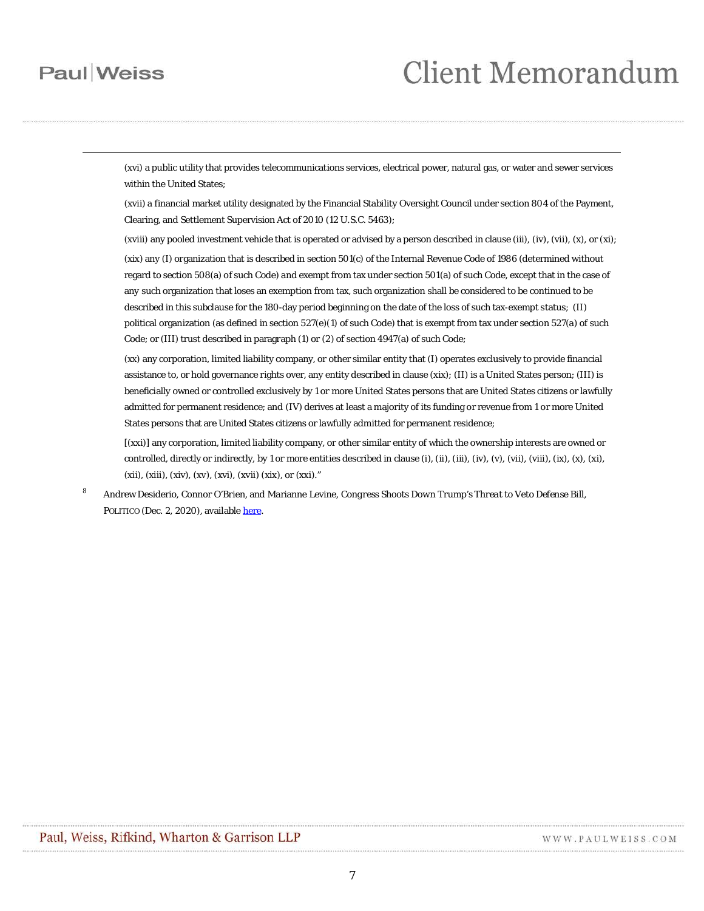(xvi) a public utility that provides telecommunications services, electrical power, natural gas, or water and sewer services within the United States;

(xvii) a financial market utility designated by the Financial Stability Oversight Council under section 804 of the Payment, Clearing, and Settlement Supervision Act of 2010 (12 U.S.C. 5463);

(xviii) any pooled investment vehicle that is operated or advised by a person described in clause (iii), (iv), (vii), (x), or (xi);

(xix) any (I) organization that is described in section 501(c) of the Internal Revenue Code of 1986 (determined without regard to section 508(a) of such Code) and exempt from tax under section 501(a) of such Code, except that in the case of any such organization that loses an exemption from tax, such organization shall be considered to be continued to be described in this subclause for the 180-day period beginning on the date of the loss of such tax-exempt status; (II) political organization (as defined in section 527(e)(1) of such Code) that is exempt from tax under section 527(a) of such Code; or (III) trust described in paragraph (1) or (2) of section 4947(a) of such Code;

(xx) any corporation, limited liability company, or other similar entity that (I) operates exclusively to provide financial assistance to, or hold governance rights over, any entity described in clause (xix); (II) is a United States person; (III) is beneficially owned or controlled exclusively by 1 or more United States persons that are United States citizens or lawfully admitted for permanent residence; and (IV) derives at least a majority of its funding or revenue from 1 or more United States persons that are United States citizens or lawfully admitted for permanent residence;

[(xxi)] any corporation, limited liability company, or other similar entity of which the ownership interests are owned or controlled, directly or indirectly, by 1 or more entities described in clause (i), (ii), (iii), (iv), (v), (vii), (viii), (ix), (x), (xi), (xii), (xiii), (xiv), (xv), (xvi), (xvii) (xix), or (xxi)."

[8] Andrew Desiderio, Connor O'Brien, and Marianne Levine, *Congress Shoots Down Trump's Threat to Veto Defense Bill*, POLITICO (Dec. 2, 2020), available here.